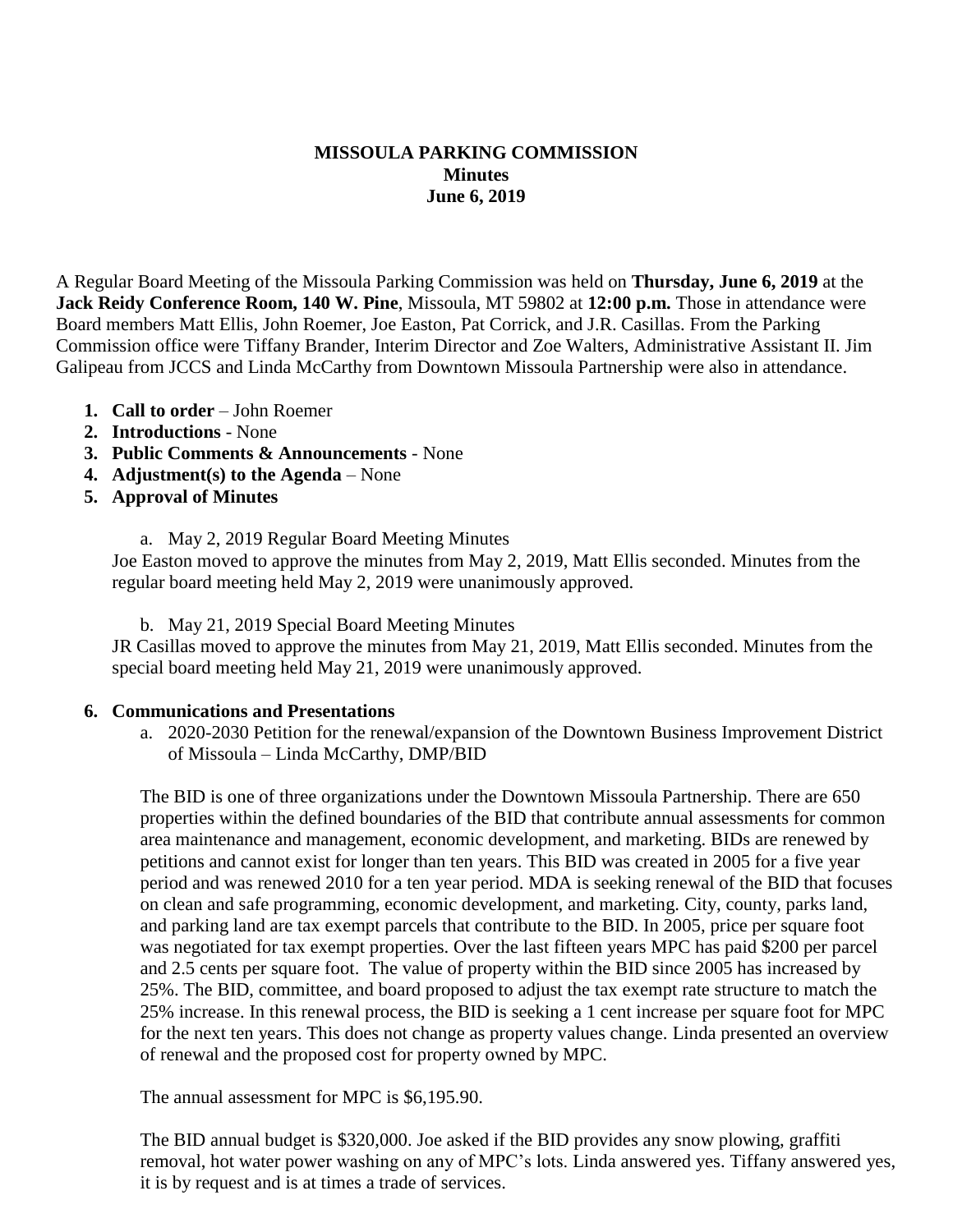**MISSOULA PARKING COMMISSION**
**Minutes**
**June 6, 2019**

A Regular Board Meeting of the Missoula Parking Commission was held on **Thursday, June 6, 2019** at the **Jack Reidy Conference Room, 140 W. Pine**, Missoula, MT 59802 at **12:00 p.m.** Those in attendance were Board members Matt Ellis, John Roemer, Joe Easton, Pat Corrick, and J.R. Casillas. From the Parking Commission office were Tiffany Brander, Interim Director and Zoe Walters, Administrative Assistant II. Jim Galipeau from JCCS and Linda McCarthy from Downtown Missoula Partnership were also in attendance.

1. **Call to order** – John Roemer
2. **Introductions** - None
3. **Public Comments & Announcements** - None
4. **Adjustment(s) to the Agenda** – None
5. **Approval of Minutes**

   a. May 2, 2019 Regular Board Meeting Minutes

   Joe Easton moved to approve the minutes from May 2, 2019, Matt Ellis seconded. Minutes from the regular board meeting held May 2, 2019 were unanimously approved.

   b. May 21, 2019 Special Board Meeting Minutes

   JR Casillas moved to approve the minutes from May 21, 2019, Matt Ellis seconded. Minutes from the special board meeting held May 21, 2019 were unanimously approved.

6. **Communications and Presentations**

   a. 2020-2030 Petition for the renewal/expansion of the Downtown Business Improvement District of Missoula – Linda McCarthy, DMP/BID

   The BID is one of three organizations under the Downtown Missoula Partnership. There are 650 properties within the defined boundaries of the BID that contribute annual assessments for common area maintenance and management, economic development, and marketing. BIDs are renewed by petitions and cannot exist for longer than ten years. This BID was created in 2005 for a five year period and was renewed 2010 for a ten year period. MDA is seeking renewal of the BID that focuses on clean and safe programming, economic development, and marketing. City, county, parks land, and parking land are tax exempt parcels that contribute to the BID. In 2005, price per square foot was negotiated for tax exempt properties. Over the last fifteen years MPC has paid $200 per parcel and 2.5 cents per square foot. The value of property within the BID since 2005 has increased by 25%. The BID, committee, and board proposed to adjust the tax exempt rate structure to match the 25% increase. In this renewal process, the BID is seeking a 1 cent increase per square foot for MPC for the next ten years. This does not change as property values change. Linda presented an overview of renewal and the proposed cost for property owned by MPC.

   The annual assessment for MPC is $6,195.90.

   The BID annual budget is $320,000. Joe asked if the BID provides any snow plowing, graffiti removal, hot water power washing on any of MPC's lots. Linda answered yes. Tiffany answered yes, it is by request and is at times a trade of services.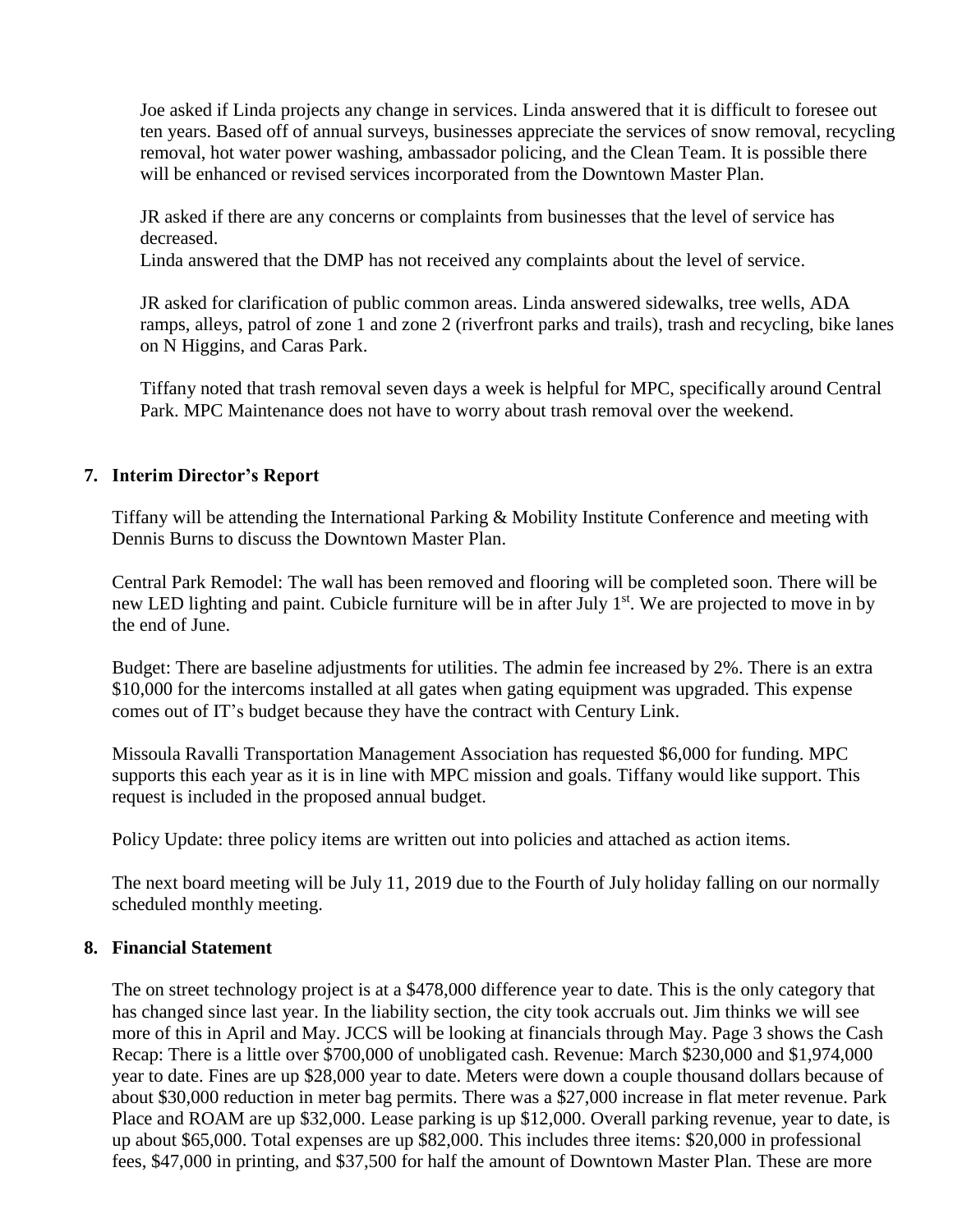Joe asked if Linda projects any change in services. Linda answered that it is difficult to foresee out ten years. Based off of annual surveys, businesses appreciate the services of snow removal, recycling removal, hot water power washing, ambassador policing, and the Clean Team. It is possible there will be enhanced or revised services incorporated from the Downtown Master Plan.

JR asked if there are any concerns or complaints from businesses that the level of service has decreased.
Linda answered that the DMP has not received any complaints about the level of service.

JR asked for clarification of public common areas. Linda answered sidewalks, tree wells, ADA ramps, alleys, patrol of zone 1 and zone 2 (riverfront parks and trails), trash and recycling, bike lanes on N Higgins, and Caras Park.

Tiffany noted that trash removal seven days a week is helpful for MPC, specifically around Central Park. MPC Maintenance does not have to worry about trash removal over the weekend.

## 7. Interim Director's Report

Tiffany will be attending the International Parking & Mobility Institute Conference and meeting with Dennis Burns to discuss the Downtown Master Plan.

Central Park Remodel: The wall has been removed and flooring will be completed soon. There will be new LED lighting and paint. Cubicle furniture will be in after July 1st. We are projected to move in by the end of June.

Budget: There are baseline adjustments for utilities. The admin fee increased by 2%. There is an extra $10,000 for the intercoms installed at all gates when gating equipment was upgraded. This expense comes out of IT's budget because they have the contract with Century Link.

Missoula Ravalli Transportation Management Association has requested $6,000 for funding. MPC supports this each year as it is in line with MPC mission and goals. Tiffany would like support. This request is included in the proposed annual budget.

Policy Update: three policy items are written out into policies and attached as action items.

The next board meeting will be July 11, 2019 due to the Fourth of July holiday falling on our normally scheduled monthly meeting.

## 8. Financial Statement

The on street technology project is at a $478,000 difference year to date. This is the only category that has changed since last year. In the liability section, the city took accruals out. Jim thinks we will see more of this in April and May. JCCS will be looking at financials through May. Page 3 shows the Cash Recap: There is a little over $700,000 of unobligated cash. Revenue: March $230,000 and $1,974,000 year to date. Fines are up $28,000 year to date. Meters were down a couple thousand dollars because of about $30,000 reduction in meter bag permits. There was a $27,000 increase in flat meter revenue. Park Place and ROAM are up $32,000. Lease parking is up $12,000. Overall parking revenue, year to date, is up about $65,000. Total expenses are up $82,000. This includes three items: $20,000 in professional fees, $47,000 in printing, and $37,500 for half the amount of Downtown Master Plan. These are more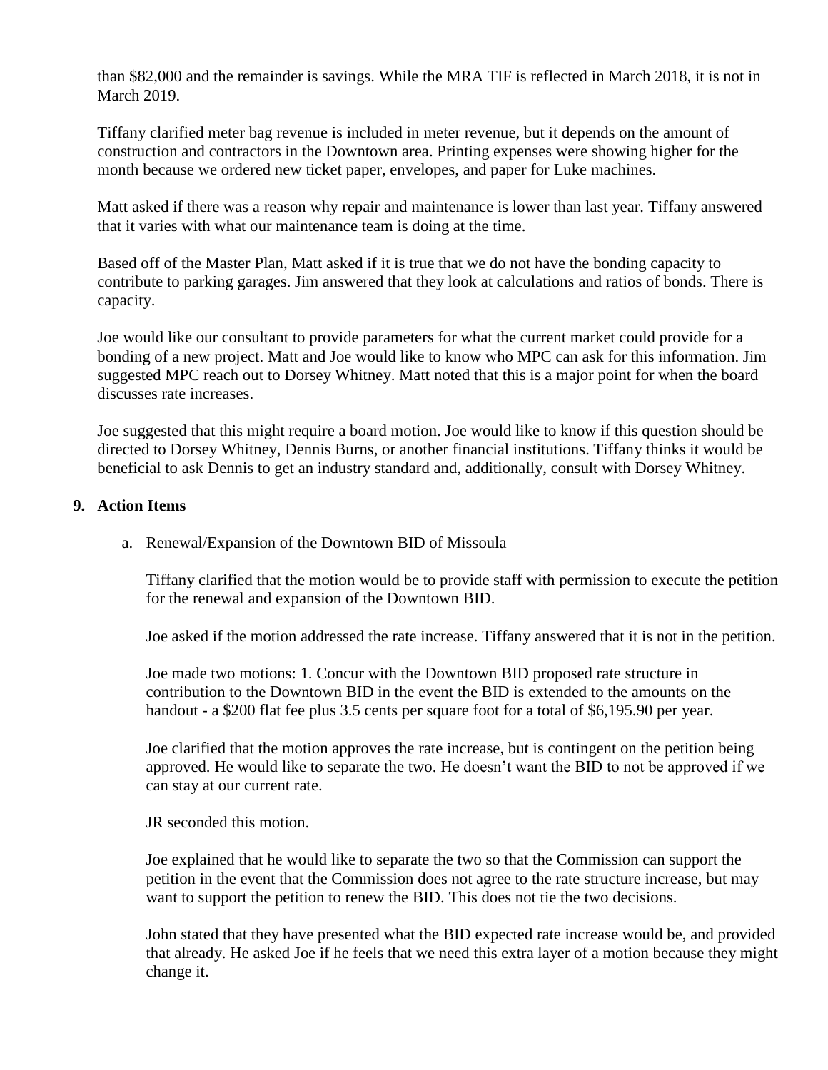than $82,000 and the remainder is savings. While the MRA TIF is reflected in March 2018, it is not in March 2019.

Tiffany clarified meter bag revenue is included in meter revenue, but it depends on the amount of construction and contractors in the Downtown area. Printing expenses were showing higher for the month because we ordered new ticket paper, envelopes, and paper for Luke machines.

Matt asked if there was a reason why repair and maintenance is lower than last year. Tiffany answered that it varies with what our maintenance team is doing at the time.

Based off of the Master Plan, Matt asked if it is true that we do not have the bonding capacity to contribute to parking garages. Jim answered that they look at calculations and ratios of bonds. There is capacity.

Joe would like our consultant to provide parameters for what the current market could provide for a bonding of a new project. Matt and Joe would like to know who MPC can ask for this information. Jim suggested MPC reach out to Dorsey Whitney. Matt noted that this is a major point for when the board discusses rate increases.

Joe suggested that this might require a board motion. Joe would like to know if this question should be directed to Dorsey Whitney, Dennis Burns, or another financial institutions. Tiffany thinks it would be beneficial to ask Dennis to get an industry standard and, additionally, consult with Dorsey Whitney.

## 9. Action Items

a. Renewal/Expansion of the Downtown BID of Missoula

Tiffany clarified that the motion would be to provide staff with permission to execute the petition for the renewal and expansion of the Downtown BID.

Joe asked if the motion addressed the rate increase. Tiffany answered that it is not in the petition.

Joe made two motions: 1. Concur with the Downtown BID proposed rate structure in contribution to the Downtown BID in the event the BID is extended to the amounts on the handout - a $200 flat fee plus 3.5 cents per square foot for a total of $6,195.90 per year.

Joe clarified that the motion approves the rate increase, but is contingent on the petition being approved. He would like to separate the two. He doesn't want the BID to not be approved if we can stay at our current rate.

JR seconded this motion.

Joe explained that he would like to separate the two so that the Commission can support the petition in the event that the Commission does not agree to the rate structure increase, but may want to support the petition to renew the BID. This does not tie the two decisions.

John stated that they have presented what the BID expected rate increase would be, and provided that already. He asked Joe if he feels that we need this extra layer of a motion because they might change it.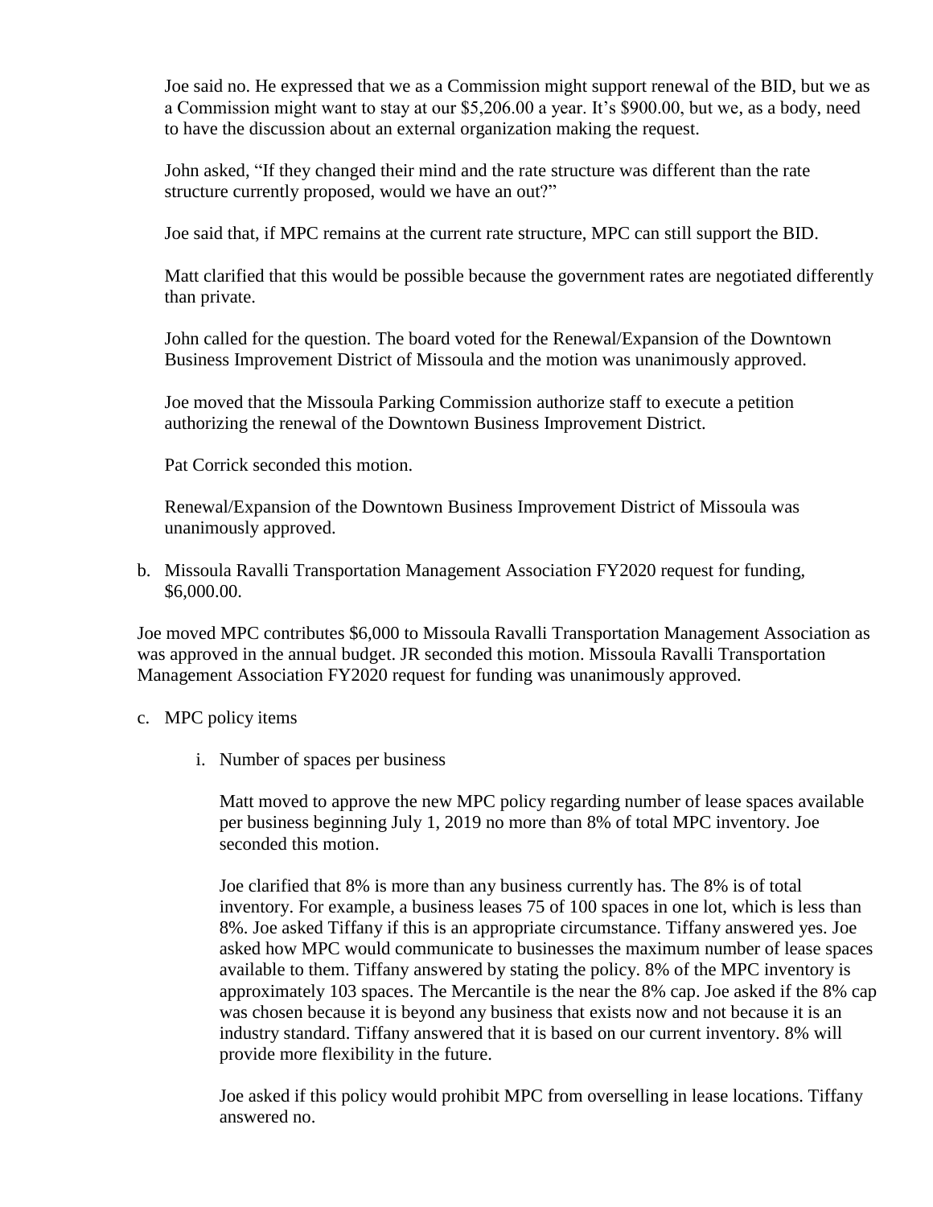Joe said no. He expressed that we as a Commission might support renewal of the BID, but we as a Commission might want to stay at our $5,206.00 a year. It's $900.00, but we, as a body, need to have the discussion about an external organization making the request.

John asked, "If they changed their mind and the rate structure was different than the rate structure currently proposed, would we have an out?"

Joe said that, if MPC remains at the current rate structure, MPC can still support the BID.

Matt clarified that this would be possible because the government rates are negotiated differently than private.

John called for the question. The board voted for the Renewal/Expansion of the Downtown Business Improvement District of Missoula and the motion was unanimously approved.

Joe moved that the Missoula Parking Commission authorize staff to execute a petition authorizing the renewal of the Downtown Business Improvement District.

Pat Corrick seconded this motion.

Renewal/Expansion of the Downtown Business Improvement District of Missoula was unanimously approved.

b. Missoula Ravalli Transportation Management Association FY2020 request for funding, $6,000.00.

Joe moved MPC contributes $6,000 to Missoula Ravalli Transportation Management Association as was approved in the annual budget. JR seconded this motion. Missoula Ravalli Transportation Management Association FY2020 request for funding was unanimously approved.

c. MPC policy items

   i. Number of spaces per business

   Matt moved to approve the new MPC policy regarding number of lease spaces available per business beginning July 1, 2019 no more than 8% of total MPC inventory. Joe seconded this motion.

   Joe clarified that 8% is more than any business currently has. The 8% is of total inventory. For example, a business leases 75 of 100 spaces in one lot, which is less than 8%. Joe asked Tiffany if this is an appropriate circumstance. Tiffany answered yes. Joe asked how MPC would communicate to businesses the maximum number of lease spaces available to them. Tiffany answered by stating the policy. 8% of the MPC inventory is approximately 103 spaces. The Mercantile is the near the 8% cap. Joe asked if the 8% cap was chosen because it is beyond any business that exists now and not because it is an industry standard. Tiffany answered that it is based on our current inventory. 8% will provide more flexibility in the future.

   Joe asked if this policy would prohibit MPC from overselling in lease locations. Tiffany answered no.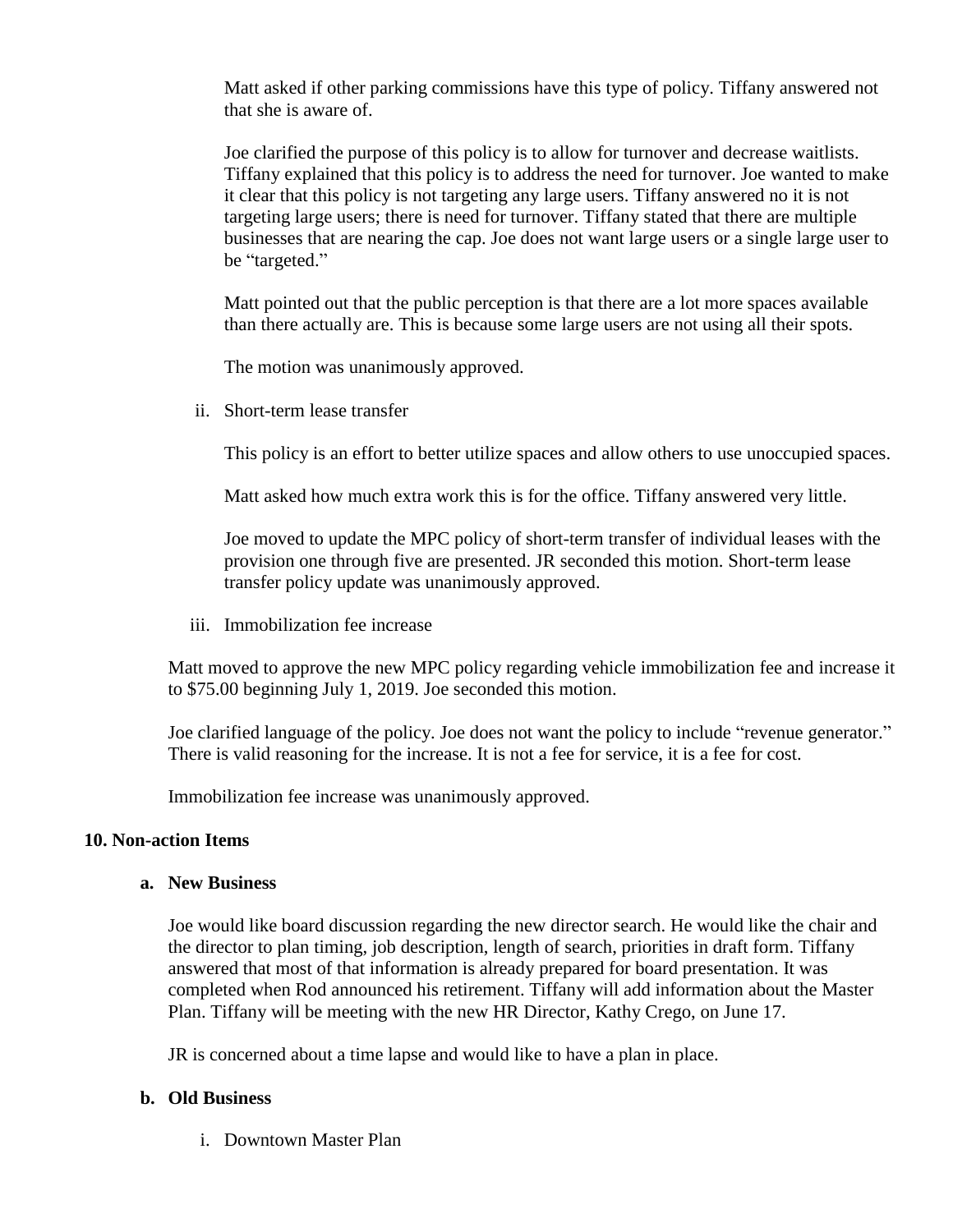Matt asked if other parking commissions have this type of policy. Tiffany answered not that she is aware of.

Joe clarified the purpose of this policy is to allow for turnover and decrease waitlists. Tiffany explained that this policy is to address the need for turnover. Joe wanted to make it clear that this policy is not targeting any large users. Tiffany answered no it is not targeting large users; there is need for turnover. Tiffany stated that there are multiple businesses that are nearing the cap. Joe does not want large users or a single large user to be "targeted."

Matt pointed out that the public perception is that there are a lot more spaces available than there actually are. This is because some large users are not using all their spots.

The motion was unanimously approved.

ii. Short-term lease transfer

This policy is an effort to better utilize spaces and allow others to use unoccupied spaces.

Matt asked how much extra work this is for the office. Tiffany answered very little.

Joe moved to update the MPC policy of short-term transfer of individual leases with the provision one through five are presented. JR seconded this motion. Short-term lease transfer policy update was unanimously approved.

iii. Immobilization fee increase

Matt moved to approve the new MPC policy regarding vehicle immobilization fee and increase it to $75.00 beginning July 1, 2019. Joe seconded this motion.

Joe clarified language of the policy. Joe does not want the policy to include "revenue generator." There is valid reasoning for the increase. It is not a fee for service, it is a fee for cost.

Immobilization fee increase was unanimously approved.

## 10. Non-action Items

### a. New Business

Joe would like board discussion regarding the new director search. He would like the chair and the director to plan timing, job description, length of search, priorities in draft form. Tiffany answered that most of that information is already prepared for board presentation. It was completed when Rod announced his retirement. Tiffany will add information about the Master Plan. Tiffany will be meeting with the new HR Director, Kathy Crego, on June 17.

JR is concerned about a time lapse and would like to have a plan in place.

### b. Old Business

i. Downtown Master Plan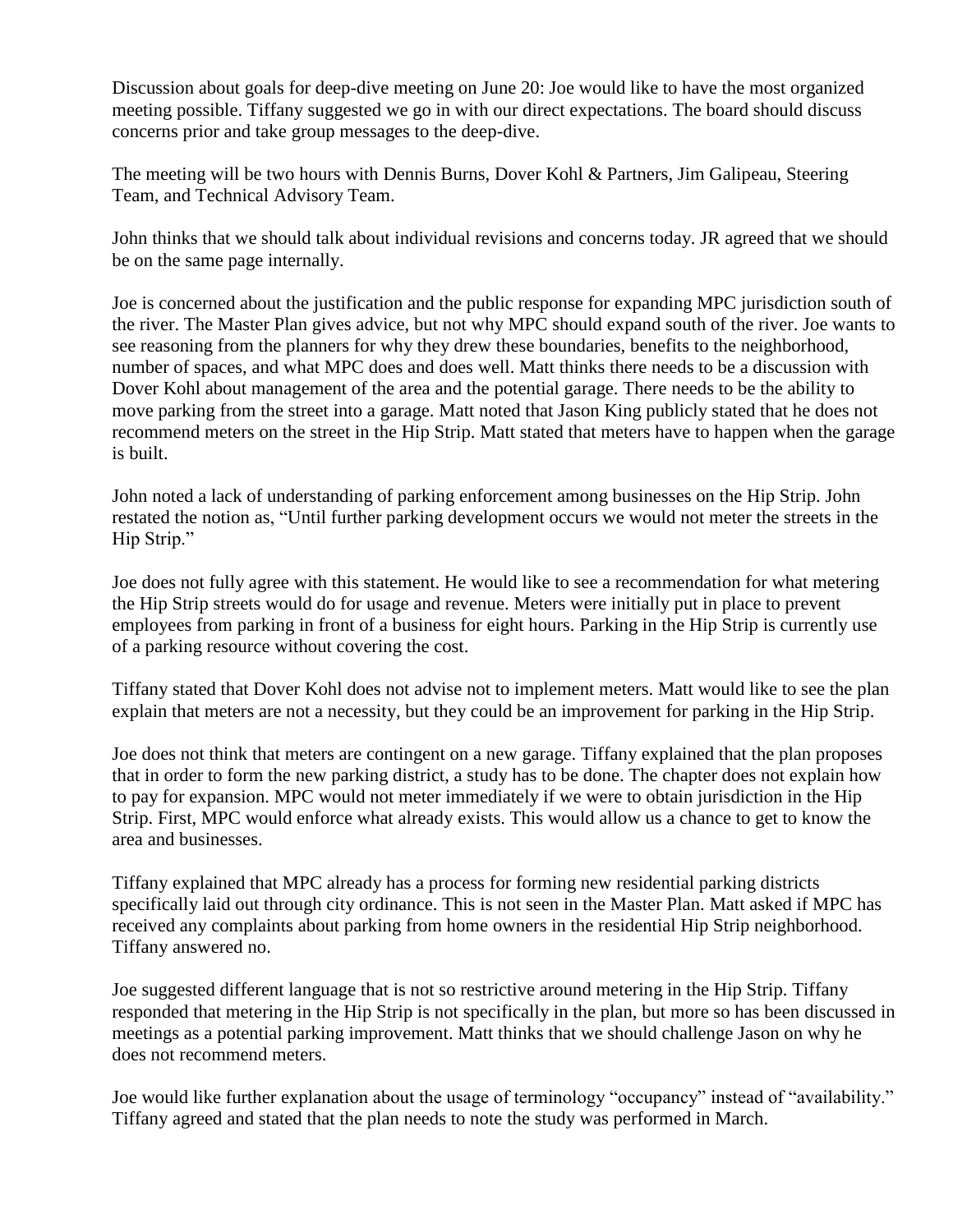Discussion about goals for deep-dive meeting on June 20: Joe would like to have the most organized meeting possible. Tiffany suggested we go in with our direct expectations. The board should discuss concerns prior and take group messages to the deep-dive.

The meeting will be two hours with Dennis Burns, Dover Kohl & Partners, Jim Galipeau, Steering Team, and Technical Advisory Team.

John thinks that we should talk about individual revisions and concerns today. JR agreed that we should be on the same page internally.

Joe is concerned about the justification and the public response for expanding MPC jurisdiction south of the river. The Master Plan gives advice, but not why MPC should expand south of the river. Joe wants to see reasoning from the planners for why they drew these boundaries, benefits to the neighborhood, number of spaces, and what MPC does and does well. Matt thinks there needs to be a discussion with Dover Kohl about management of the area and the potential garage. There needs to be the ability to move parking from the street into a garage. Matt noted that Jason King publicly stated that he does not recommend meters on the street in the Hip Strip. Matt stated that meters have to happen when the garage is built.

John noted a lack of understanding of parking enforcement among businesses on the Hip Strip. John restated the notion as, "Until further parking development occurs we would not meter the streets in the Hip Strip."

Joe does not fully agree with this statement. He would like to see a recommendation for what metering the Hip Strip streets would do for usage and revenue. Meters were initially put in place to prevent employees from parking in front of a business for eight hours. Parking in the Hip Strip is currently use of a parking resource without covering the cost.

Tiffany stated that Dover Kohl does not advise not to implement meters. Matt would like to see the plan explain that meters are not a necessity, but they could be an improvement for parking in the Hip Strip.

Joe does not think that meters are contingent on a new garage. Tiffany explained that the plan proposes that in order to form the new parking district, a study has to be done. The chapter does not explain how to pay for expansion. MPC would not meter immediately if we were to obtain jurisdiction in the Hip Strip. First, MPC would enforce what already exists. This would allow us a chance to get to know the area and businesses.

Tiffany explained that MPC already has a process for forming new residential parking districts specifically laid out through city ordinance. This is not seen in the Master Plan. Matt asked if MPC has received any complaints about parking from home owners in the residential Hip Strip neighborhood. Tiffany answered no.

Joe suggested different language that is not so restrictive around metering in the Hip Strip. Tiffany responded that metering in the Hip Strip is not specifically in the plan, but more so has been discussed in meetings as a potential parking improvement. Matt thinks that we should challenge Jason on why he does not recommend meters.

Joe would like further explanation about the usage of terminology "occupancy" instead of "availability." Tiffany agreed and stated that the plan needs to note the study was performed in March.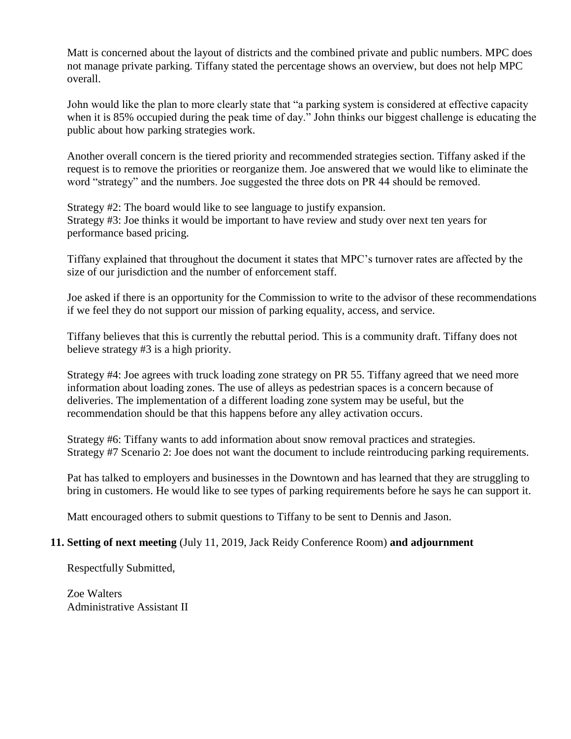Matt is concerned about the layout of districts and the combined private and public numbers. MPC does not manage private parking. Tiffany stated the percentage shows an overview, but does not help MPC overall.

John would like the plan to more clearly state that "a parking system is considered at effective capacity when it is 85% occupied during the peak time of day." John thinks our biggest challenge is educating the public about how parking strategies work.

Another overall concern is the tiered priority and recommended strategies section. Tiffany asked if the request is to remove the priorities or reorganize them. Joe answered that we would like to eliminate the word "strategy" and the numbers. Joe suggested the three dots on PR 44 should be removed.

Strategy #2: The board would like to see language to justify expansion.
Strategy #3: Joe thinks it would be important to have review and study over next ten years for performance based pricing.

Tiffany explained that throughout the document it states that MPC's turnover rates are affected by the size of our jurisdiction and the number of enforcement staff.

Joe asked if there is an opportunity for the Commission to write to the advisor of these recommendations if we feel they do not support our mission of parking equality, access, and service.

Tiffany believes that this is currently the rebuttal period. This is a community draft. Tiffany does not believe strategy #3 is a high priority.

Strategy #4: Joe agrees with truck loading zone strategy on PR 55. Tiffany agreed that we need more information about loading zones. The use of alleys as pedestrian spaces is a concern because of deliveries. The implementation of a different loading zone system may be useful, but the recommendation should be that this happens before any alley activation occurs.

Strategy #6: Tiffany wants to add information about snow removal practices and strategies.
Strategy #7 Scenario 2: Joe does not want the document to include reintroducing parking requirements.

Pat has talked to employers and businesses in the Downtown and has learned that they are struggling to bring in customers. He would like to see types of parking requirements before he says he can support it.

Matt encouraged others to submit questions to Tiffany to be sent to Dennis and Jason.

**11. Setting of next meeting** (July 11, 2019, Jack Reidy Conference Room) **and adjournment**

Respectfully Submitted,

Zoe Walters
Administrative Assistant II